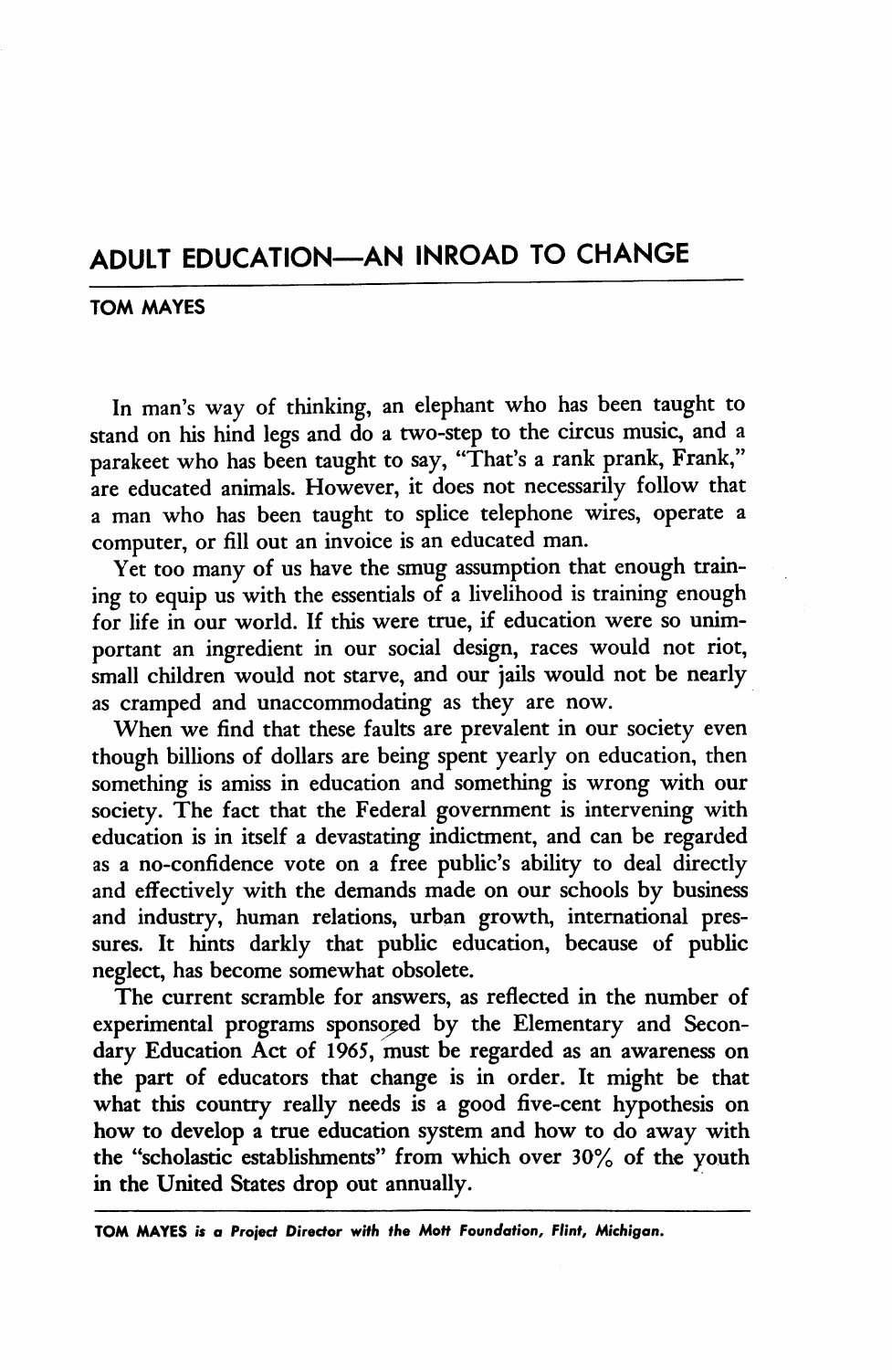# ADULT EDUCATION—AN INROAD TO CHANGE

**TOM MAYES**

In man's way of thinking, an elephant who has been taught to stand on his hind legs and do a two-step to the circus music, and a parakeet who has been taught to say, "That's a rank prank, Frank," are educated animals. However, it does not necessarily follow that a man who has been taught to splice telephone wires, operate a computer, or fill out an invoice is an educated man.

Yet too many of us have the smug assumption that enough training to equip us with the essentials of a livelihood is training enough for life in our world. If this were true, if education were so unimportant an ingredient in our social design, races would not riot, small children would not starve, and our jails would not be nearly as cramped and unaccommodating as they are now.

When we find that these faults are prevalent in our society even though billions of dollars are being spent yearly on education, then something is amiss in education and something is wrong with our society. The fact that the Federal government is intervening with education is in itself a devastating indictment, and can be regarded as a no-confidence vote on a free public's ability to deal directly and effectively with the demands made on our schools by business and industry, human relations, urban growth, international pressures. It hints darkly that public education, because of public neglect, has become somewhat obsolete.

The current scramble for answers, as reflected in the number of experimental programs sponsored by the Elementary and Secondary Education Act of 1965, must be regarded as an awareness on the part of educators that change is in order. It might be that what this country really needs is a good five-cent hypothesis on how to develop a true education system and how to do away with the "scholastic establishments" from which over 30% of the youth in the United States drop out annually.

---

*TOM MAYES is a Project Director with the Mott Foundation, Flint, Michigan.*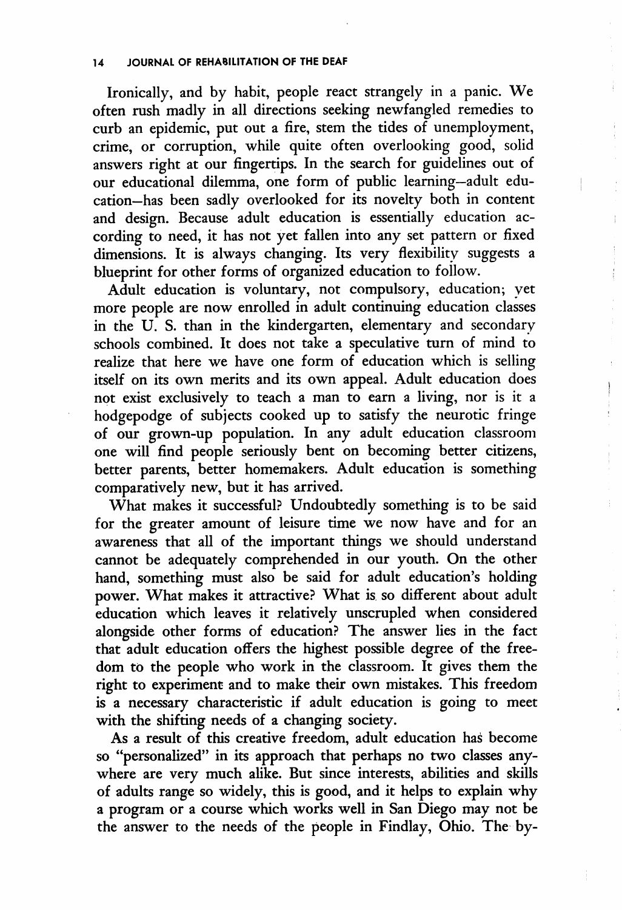Ironically, and by habit, people react strangely in a panic. We often rush madly in all directions seeking newfangled remedies to curb an epidemic, put out a fire, stem the tides of unemployment, crime, or corruption, while quite often overlooking good, solid answers right at our fingertips. In the search for guidelines out of our educational dilemma, one form of public learning—adult education—has been sadly overlooked for its novelty both in content and design. Because adult education is essentially education according to need, it has not yet fallen into any set pattern or fixed dimensions. It is always changing. Its very flexibility suggests a blueprint for other forms of organized education to follow.

Adult education is voluntary, not compulsory, education; yet more people are now enrolled in adult continuing education classes in the U. S. than in the kindergarten, elementary and secondary schools combined. It does not take a speculative turn of mind to realize that here we have one form of education which is selling itself on its own merits and its own appeal. Adult education does not exist exclusively to teach a man to earn a living, nor is it a hodgepodge of subjects cooked up to satisfy the neurotic fringe of our grown-up population. In any adult education classroom one will find people seriously bent on becoming better citizens, better parents, better homemakers. Adult education is something comparatively new, but it has arrived.

What makes it successful? Undoubtedly something is to be said for the greater amount of leisure time we now have and for an awareness that all of the important things we should understand cannot be adequately comprehended in our youth. On the other hand, something must also be said for adult education's holding power. What makes it attractive? What is so different about adult education which leaves it relatively unscrupled when considered alongside other forms of education? The answer lies in the fact that adult education offers the highest possible degree of the freedom to the people who work in the classroom. It gives them the right to experiment and to make their own mistakes. This freedom is a necessary characteristic if adult education is going to meet with the shifting needs of a changing society.

As a result of this creative freedom, adult education has become so "personalized" in its approach that perhaps no two classes anywhere are very much alike. But since interests, abilities and skills of adults range so widely, this is good, and it helps to explain why a program or a course which works well in San Diego may not be the answer to the needs of the people in Findlay, Ohio. The by-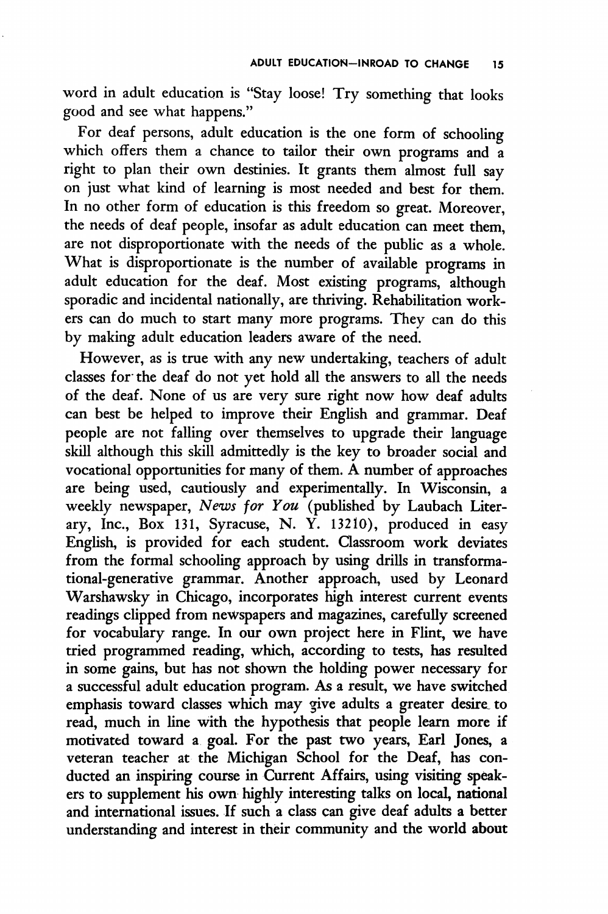word in adult education is "Stay loose! Try something that looks good and see what happens."

For deaf persons, adult education is the one form of schooling which offers them a chance to tailor their own programs and a right to plan their own destinies. It grants them almost full say on just what kind of learning is most needed and best for them. In no other form of education is this freedom so great. Moreover, the needs of deaf people, insofar as adult education can meet them, are not disproportionate with the needs of the public as a whole. What is disproportionate is the number of available programs in adult education for the deaf. Most existing programs, although sporadic and incidental nationally, are thriving. Rehabilitation workers can do much to start many more programs. They can do this by making adult education leaders aware of the need.

However, as is true with any new undertaking, teachers of adult classes for the deaf do not yet hold all the answers to all the needs of the deaf. None of us are very sure right now how deaf adults can best be helped to improve their English and grammar. Deaf people are not falling over themselves to upgrade their language skill although this skill admittedly is the key to broader social and vocational opportunities for many of them. A number of approaches are being used, cautiously and experimentally. In Wisconsin, a weekly newspaper, *News for You* (published by Laubach Literary, Inc., Box 131, Syracuse, N. Y. 13210), produced in easy English, is provided for each student. Classroom work deviates from the formal schooling approach by using drills in transformational-generative grammar. Another approach, used by Leonard Warshawsky in Chicago, incorporates high interest current events readings clipped from newspapers and magazines, carefully screened for vocabulary range. In our own project here in Flint, we have tried programmed reading, which, according to tests, has resulted in some gains, but has not shown the holding power necessary for a successful adult education program. As a result, we have switched emphasis toward classes which may give adults a greater desire to read, much in line with the hypothesis that people learn more if motivated toward a goal. For the past two years, Earl Jones, a veteran teacher at the Michigan School for the Deaf, has conducted an inspiring course in Current Affairs, using visiting speakers to supplement his own highly interesting talks on local, national and international issues. If such a class can give deaf adults a better understanding and interest in their community and the world about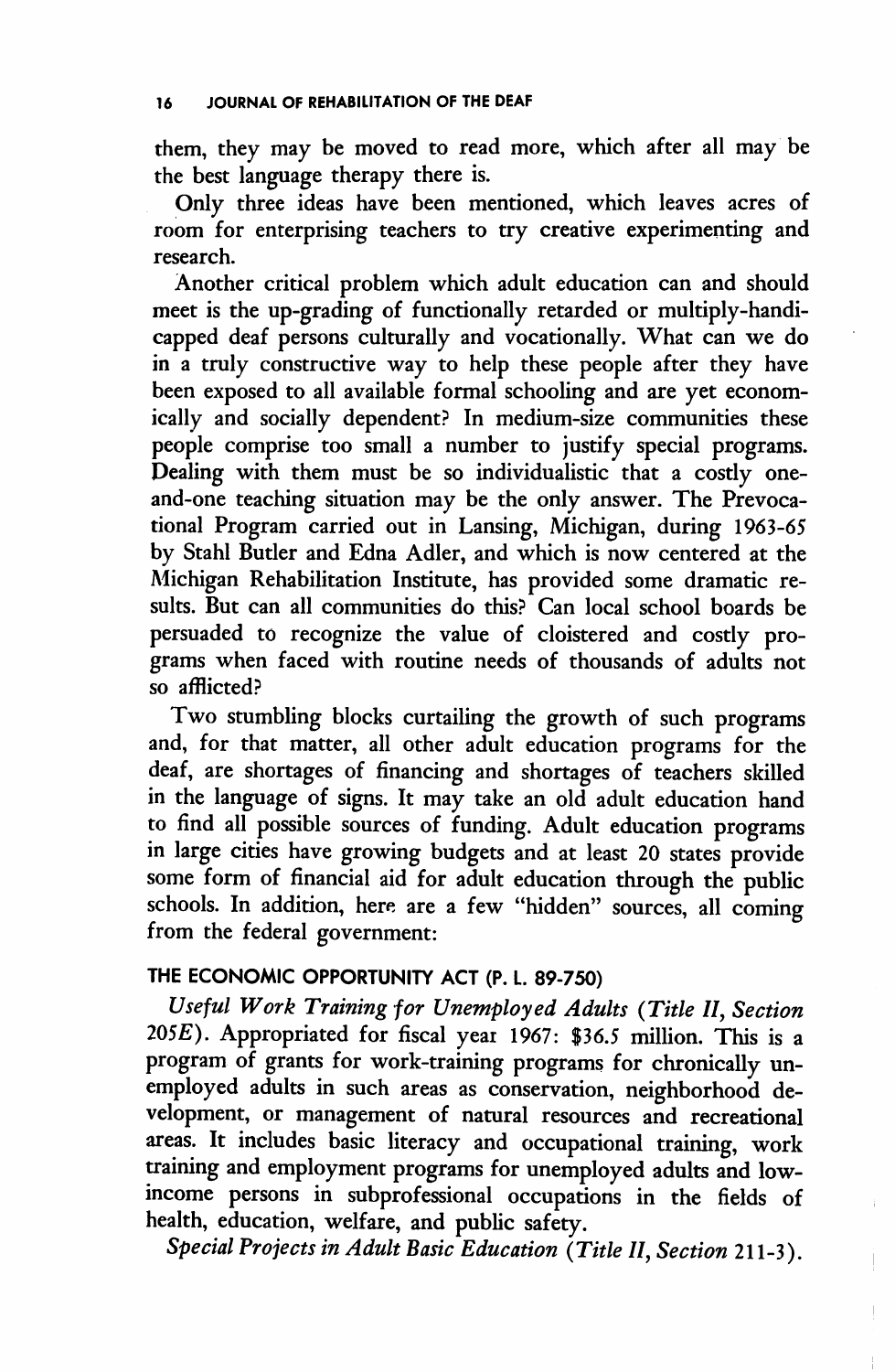them, they may be moved to read more, which after all may be the best language therapy there is.

Only three ideas have been mentioned, which leaves acres of room for enterprising teachers to try creative experimenting and research.

Another critical problem which adult education can and should meet is the up-grading of functionally retarded or multiply-handicapped deaf persons culturally and vocationally. What can we do in a truly constructive way to help these people after they have been exposed to all available formal schooling and are yet economically and socially dependent? In medium-size communities these people comprise too small a number to justify special programs. Dealing with them must be so individualistic that a costly one-and-one teaching situation may be the only answer. The Prevocational Program carried out in Lansing, Michigan, during 1963-65 by Stahl Butler and Edna Adler, and which is now centered at the Michigan Rehabilitation Institute, has provided some dramatic results. But can all communities do this? Can local school boards be persuaded to recognize the value of cloistered and costly programs when faced with routine needs of thousands of adults not so afflicted?

Two stumbling blocks curtailing the growth of such programs and, for that matter, all other adult education programs for the deaf, are shortages of financing and shortages of teachers skilled in the language of signs. It may take an old adult education hand to find all possible sources of funding. Adult education programs in large cities have growing budgets and at least 20 states provide some form of financial aid for adult education through the public schools. In addition, here are a few "hidden" sources, all coming from the federal government:

### THE ECONOMIC OPPORTUNITY ACT (P. L. 89-750)

*Useful Work Training for Unemployed Adults (Title II, Section 205E)*. Appropriated for fiscal year 1967: $36.5 million. This is a program of grants for work-training programs for chronically unemployed adults in such areas as conservation, neighborhood development, or management of natural resources and recreational areas. It includes basic literacy and occupational training, work training and employment programs for unemployed adults and low-income persons in subprofessional occupations in the fields of health, education, welfare, and public safety.

*Special Projects in Adult Basic Education (Title II, Section 211-3)*.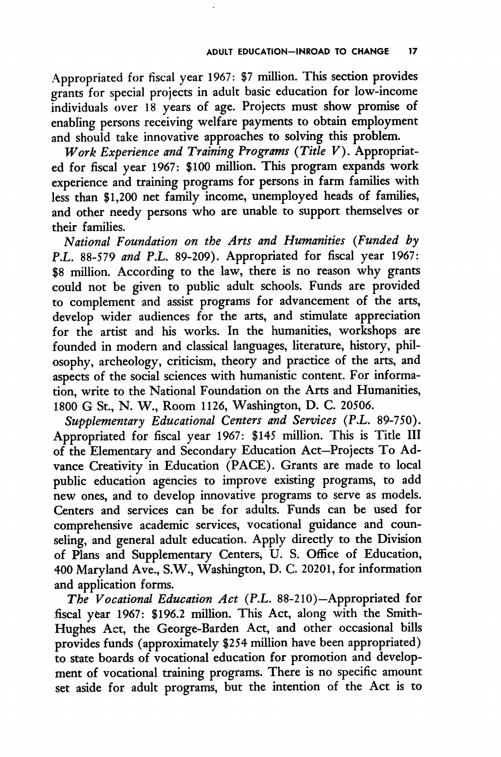Appropriated for fiscal year 1967: $7 million. This section provides grants for special projects in adult basic education for low-income individuals over 18 years of age. Projects must show promise of enabling persons receiving welfare payments to obtain employment and should take innovative approaches to solving this problem.

*Work Experience and Training Programs (Title V)*. Appropriated for fiscal year 1967: $100 million. This program expands work experience and training programs for persons in farm families with less than $1,200 net family income, unemployed heads of families, and other needy persons who are unable to support themselves or their families.

*National Foundation on the Arts and Humanities (Funded by P.L. 88-579 and P.L. 89-209)*. Appropriated for fiscal year 1967: $8 million. According to the law, there is no reason why grants could not be given to public adult schools. Funds are provided to complement and assist programs for advancement of the arts, develop wider audiences for the arts, and stimulate appreciation for the artist and his works. In the humanities, workshops are founded in modern and classical languages, literature, history, philosophy, archeology, criticism, theory and practice of the arts, and aspects of the social sciences with humanistic content. For information, write to the National Foundation on the Arts and Humanities, 1800 G St., N. W., Room 1126, Washington, D. C. 20506.

*Supplementary Educational Centers and Services (P.L. 89-750)*. Appropriated for fiscal year 1967: $145 million. This is Title III of the Elementary and Secondary Education Act—Projects To Advance Creativity in Education (PACE). Grants are made to local public education agencies to improve existing programs, to add new ones, and to develop innovative programs to serve as models. Centers and services can be for adults. Funds can be used for comprehensive academic services, vocational guidance and counseling, and general adult education. Apply directly to the Division of Plans and Supplementary Centers, U. S. Office of Education, 400 Maryland Ave., S.W., Washington, D. C. 20201, for information and application forms.

*The Vocational Education Act (P.L. 88-210)*—Appropriated for fiscal year 1967: $196.2 million. This Act, along with the Smith-Hughes Act, the George-Barden Act, and other occasional bills provides funds (approximately $254 million have been appropriated) to state boards of vocational education for promotion and development of vocational training programs. There is no specific amount set aside for adult programs, but the intention of the Act is to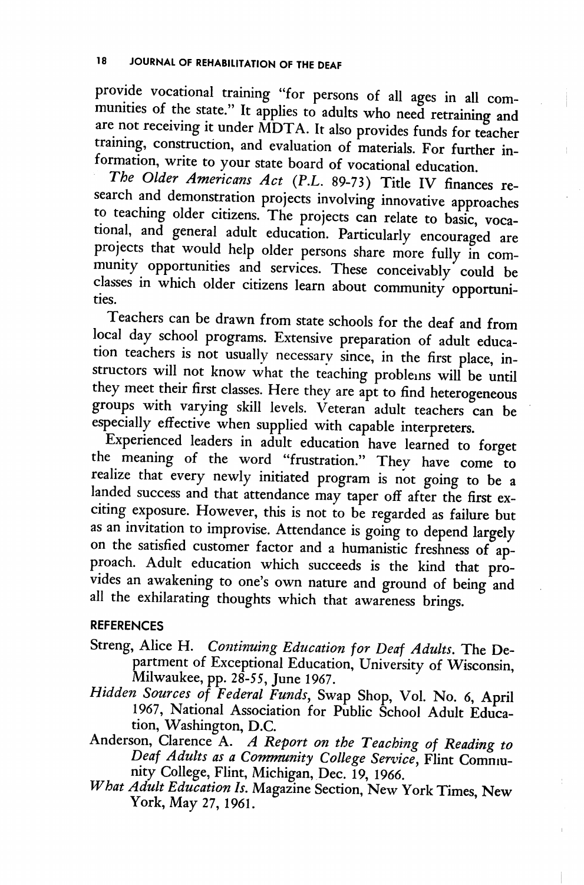provide vocational training "for persons of all ages in all communities of the state." It applies to adults who need retraining and are not receiving it under MDTA. It also provides funds for teacher training, construction, and evaluation of materials. For further information, write to your state board of vocational education.

*The Older Americans Act* (P.L. 89-73) Title IV finances research and demonstration projects involving innovative approaches to teaching older citizens. The projects can relate to basic, vocational, and general adult education. Particularly encouraged are projects that would help older persons share more fully in community opportunities and services. These conceivably could be classes in which older citizens learn about community opportunities.

Teachers can be drawn from state schools for the deaf and from local day school programs. Extensive preparation of adult education teachers is not usually necessary since, in the first place, instructors will not know what the teaching problems will be until they meet their first classes. Here they are apt to find heterogeneous groups with varying skill levels. Veteran adult teachers can be especially effective when supplied with capable interpreters.

Experienced leaders in adult education have learned to forget the meaning of the word "frustration." They have come to realize that every newly initiated program is not going to be a landed success and that attendance may taper off after the first exciting exposure. However, this is not to be regarded as failure but as an invitation to improvise. Attendance is going to depend largely on the satisfied customer factor and a humanistic freshness of approach. Adult education which succeeds is the kind that provides an awakening to one's own nature and ground of being and all the exhilarating thoughts which that awareness brings.

## REFERENCES

Streng, Alice H. *Continuing Education for Deaf Adults.* The Department of Exceptional Education, University of Wisconsin, Milwaukee, pp. 28-55, June 1967.

*Hidden Sources of Federal Funds*, Swap Shop, Vol. No. 6, April 1967, National Association for Public School Adult Education, Washington, D.C.

Anderson, Clarence A. *A Report on the Teaching of Reading to Deaf Adults as a Community College Service*, Flint Community College, Flint, Michigan, Dec. 19, 1966.

*What Adult Education Is.* Magazine Section, New York Times, New York, May 27, 1961.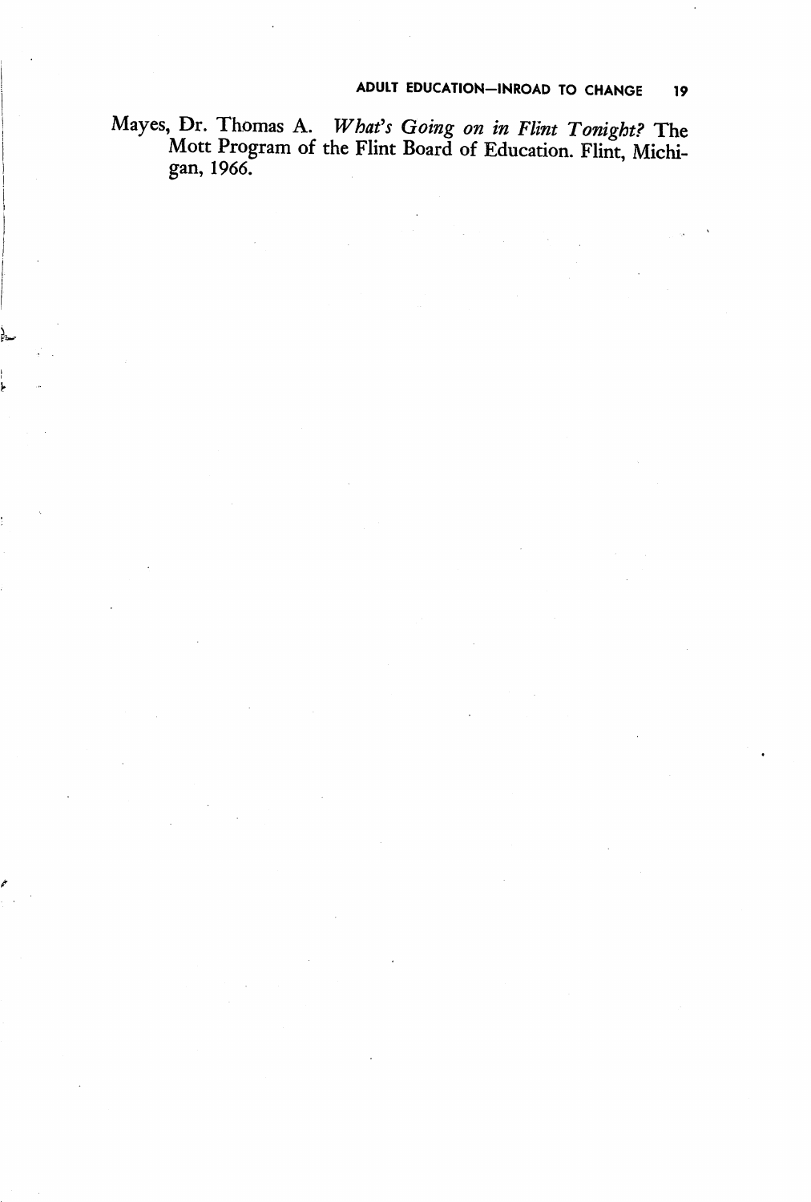Mayes, Dr. Thomas A. *What's Going on in Flint Tonight?* The Mott Program of the Flint Board of Education. Flint, Michigan, 1966.